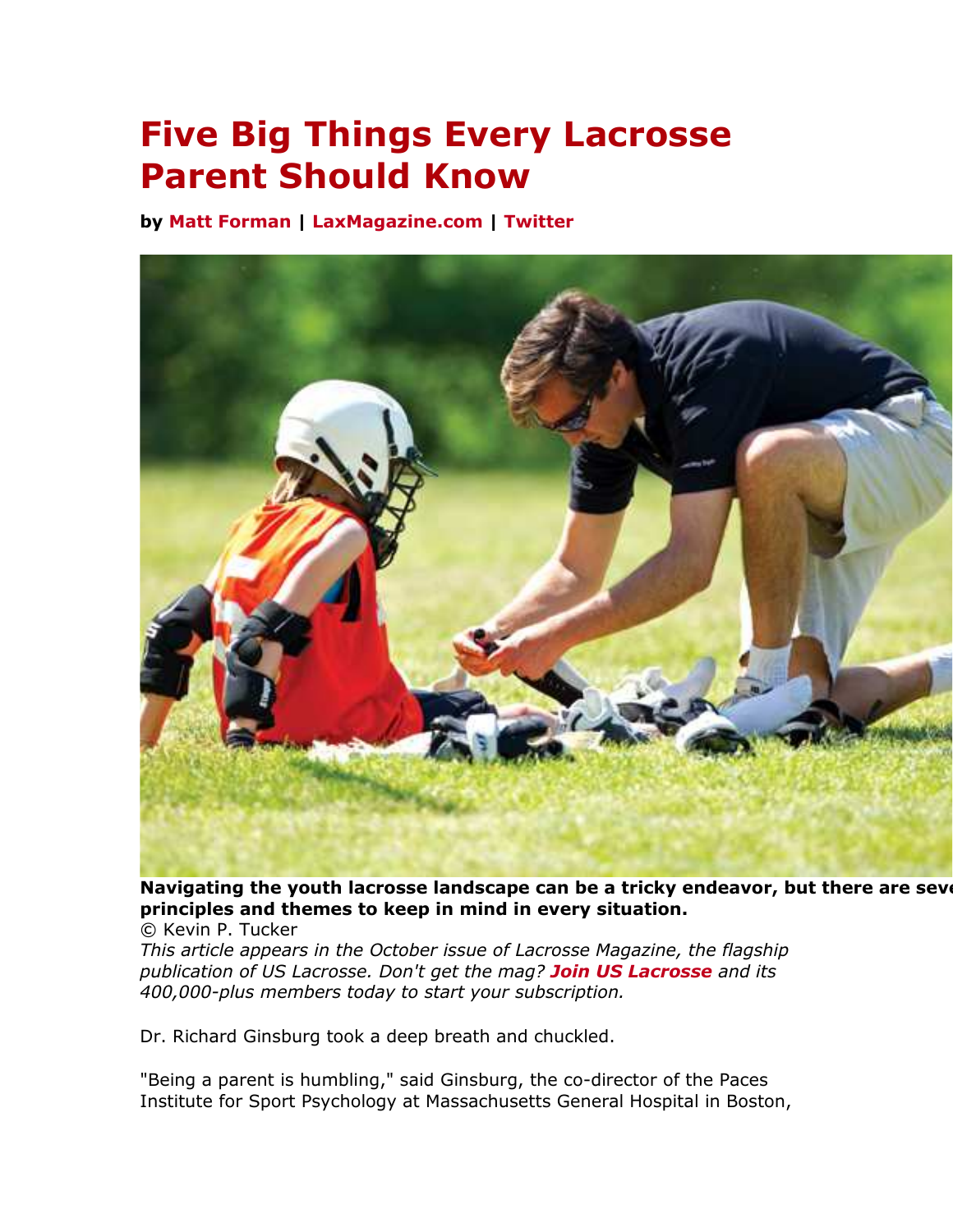# Five Big Things Every Lacrosse Parent Should Know

**by Matt Forman | LaxMagazine.com | Twitter**

**Navigating the youth lacrosse landscape can be a tricky endeavor, but there are seve principles and themes to keep in mind in every situation.**
© Kevin P. Tucker

*This article appears in the October issue of Lacrosse Magazine, the flagship publication of US Lacrosse. Don't get the mag? **Join US Lacrosse** and its 400,000-plus members today to start your subscription.*

Dr. Richard Ginsburg took a deep breath and chuckled.

"Being a parent is humbling," said Ginsburg, the co-director of the Paces Institute for Sport Psychology at Massachusetts General Hospital in Boston,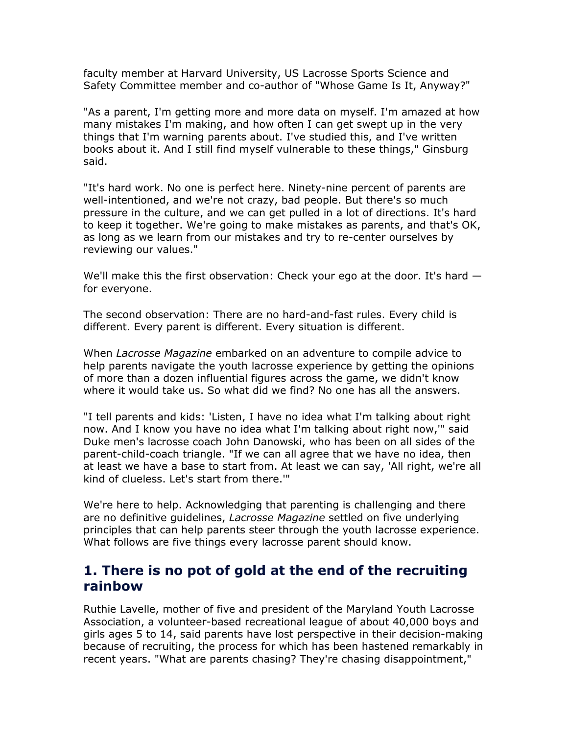faculty member at Harvard University, US Lacrosse Sports Science and Safety Committee member and co-author of "Whose Game Is It, Anyway?"

"As a parent, I'm getting more and more data on myself. I'm amazed at how many mistakes I'm making, and how often I can get swept up in the very things that I'm warning parents about. I've studied this, and I've written books about it. And I still find myself vulnerable to these things," Ginsburg said.

"It's hard work. No one is perfect here. Ninety-nine percent of parents are well-intentioned, and we're not crazy, bad people. But there's so much pressure in the culture, and we can get pulled in a lot of directions. It's hard to keep it together. We're going to make mistakes as parents, and that's OK, as long as we learn from our mistakes and try to re-center ourselves by reviewing our values."

We'll make this the first observation: Check your ego at the door. It's hard — for everyone.

The second observation: There are no hard-and-fast rules. Every child is different. Every parent is different. Every situation is different.

When *Lacrosse Magazine* embarked on an adventure to compile advice to help parents navigate the youth lacrosse experience by getting the opinions of more than a dozen influential figures across the game, we didn't know where it would take us. So what did we find? No one has all the answers.

"I tell parents and kids: 'Listen, I have no idea what I'm talking about right now. And I know you have no idea what I'm talking about right now,'" said Duke men's lacrosse coach John Danowski, who has been on all sides of the parent-child-coach triangle. "If we can all agree that we have no idea, then at least we have a base to start from. At least we can say, 'All right, we're all kind of clueless. Let's start from there.'"

We're here to help. Acknowledging that parenting is challenging and there are no definitive guidelines, *Lacrosse Magazine* settled on five underlying principles that can help parents steer through the youth lacrosse experience. What follows are five things every lacrosse parent should know.

## 1. There is no pot of gold at the end of the recruiting rainbow

Ruthie Lavelle, mother of five and president of the Maryland Youth Lacrosse Association, a volunteer-based recreational league of about 40,000 boys and girls ages 5 to 14, said parents have lost perspective in their decision-making because of recruiting, the process for which has been hastened remarkably in recent years. "What are parents chasing? They're chasing disappointment,"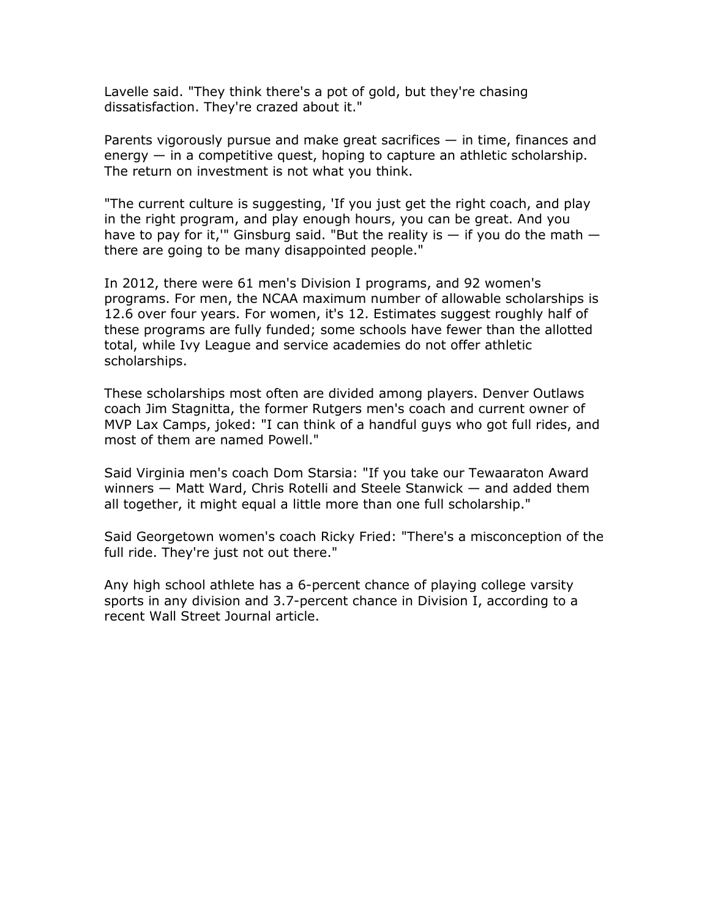Lavelle said. "They think there's a pot of gold, but they're chasing dissatisfaction. They're crazed about it."

Parents vigorously pursue and make great sacrifices — in time, finances and energy — in a competitive quest, hoping to capture an athletic scholarship. The return on investment is not what you think.

"The current culture is suggesting, 'If you just get the right coach, and play in the right program, and play enough hours, you can be great. And you have to pay for it,'" Ginsburg said. "But the reality is — if you do the math — there are going to be many disappointed people."

In 2012, there were 61 men's Division I programs, and 92 women's programs. For men, the NCAA maximum number of allowable scholarships is 12.6 over four years. For women, it's 12. Estimates suggest roughly half of these programs are fully funded; some schools have fewer than the allotted total, while Ivy League and service academies do not offer athletic scholarships.

These scholarships most often are divided among players. Denver Outlaws coach Jim Stagnitta, the former Rutgers men's coach and current owner of MVP Lax Camps, joked: "I can think of a handful guys who got full rides, and most of them are named Powell."

Said Virginia men's coach Dom Starsia: "If you take our Tewaaraton Award winners — Matt Ward, Chris Rotelli and Steele Stanwick — and added them all together, it might equal a little more than one full scholarship."

Said Georgetown women's coach Ricky Fried: "There's a misconception of the full ride. They're just not out there."

Any high school athlete has a 6-percent chance of playing college varsity sports in any division and 3.7-percent chance in Division I, according to a recent Wall Street Journal article.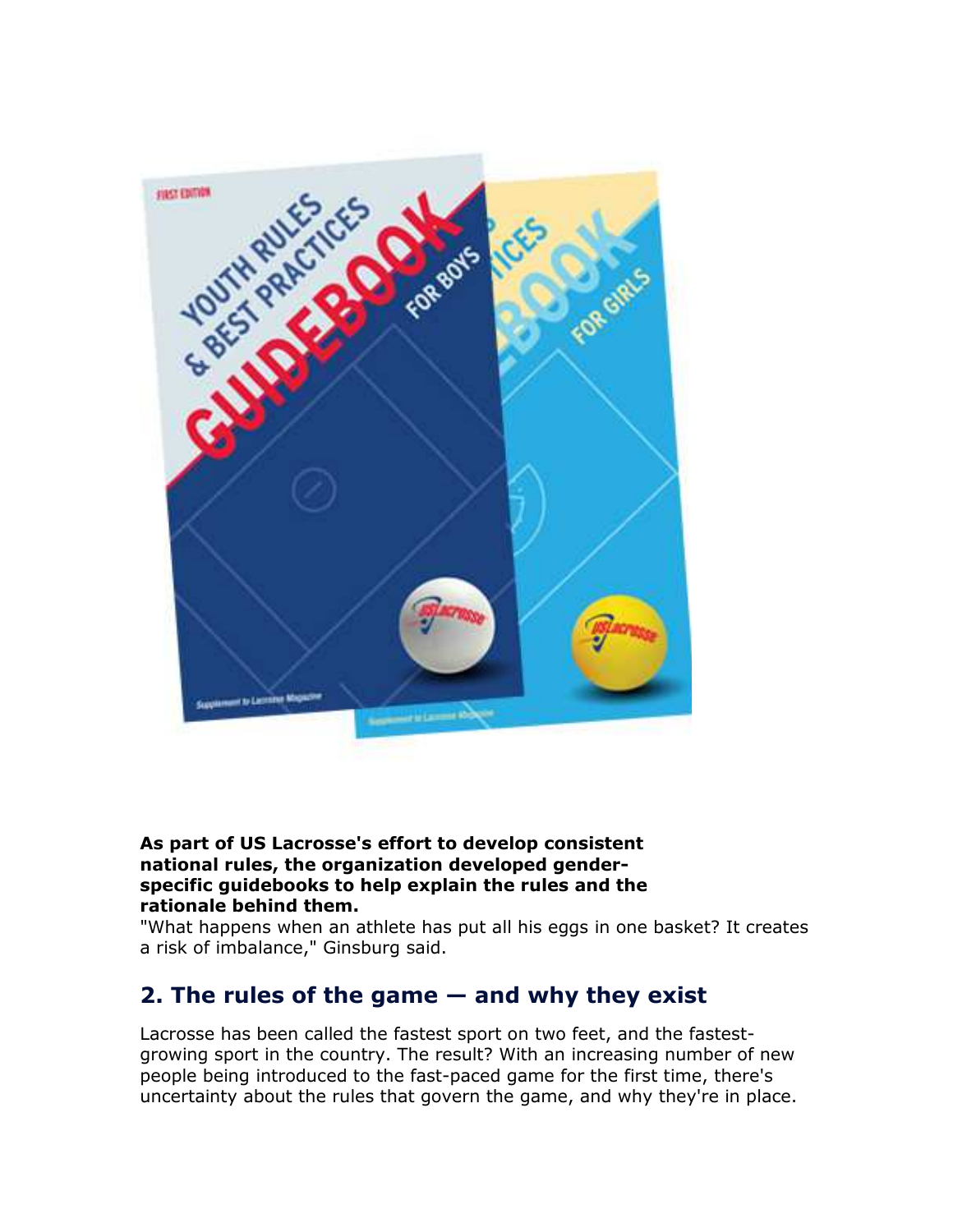**As part of US Lacrosse's effort to develop consistent national rules, the organization developed gender-specific guidebooks to help explain the rules and the rationale behind them.**

"What happens when an athlete has put all his eggs in one basket? It creates a risk of imbalance," Ginsburg said.

## 2. The rules of the game — and why they exist

Lacrosse has been called the fastest sport on two feet, and the fastest-growing sport in the country. The result? With an increasing number of new people being introduced to the fast-paced game for the first time, there's uncertainty about the rules that govern the game, and why they're in place.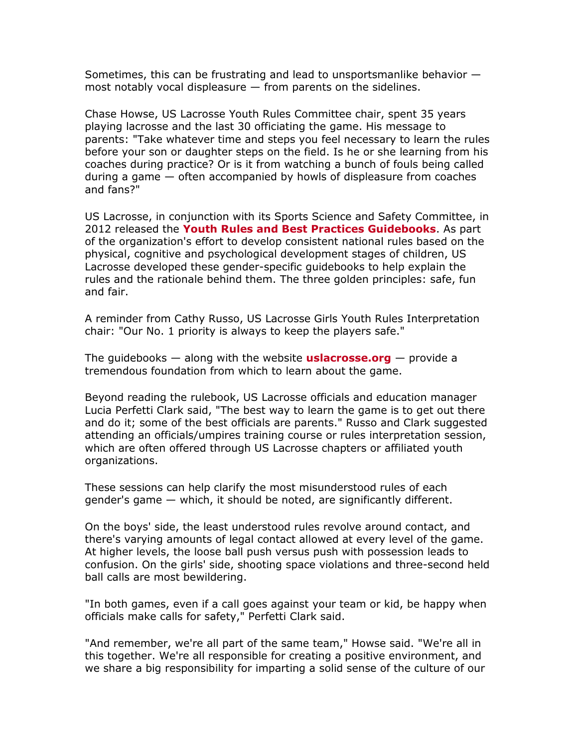Sometimes, this can be frustrating and lead to unsportsmanlike behavior — most notably vocal displeasure — from parents on the sidelines.

Chase Howse, US Lacrosse Youth Rules Committee chair, spent 35 years playing lacrosse and the last 30 officiating the game. His message to parents: "Take whatever time and steps you feel necessary to learn the rules before your son or daughter steps on the field. Is he or she learning from his coaches during practice? Or is it from watching a bunch of fouls being called during a game — often accompanied by howls of displeasure from coaches and fans?"

US Lacrosse, in conjunction with its Sports Science and Safety Committee, in 2012 released the **Youth Rules and Best Practices Guidebooks**. As part of the organization's effort to develop consistent national rules based on the physical, cognitive and psychological development stages of children, US Lacrosse developed these gender-specific guidebooks to help explain the rules and the rationale behind them. The three golden principles: safe, fun and fair.

A reminder from Cathy Russo, US Lacrosse Girls Youth Rules Interpretation chair: "Our No. 1 priority is always to keep the players safe."

The guidebooks — along with the website **uslacrosse.org** — provide a tremendous foundation from which to learn about the game.

Beyond reading the rulebook, US Lacrosse officials and education manager Lucia Perfetti Clark said, "The best way to learn the game is to get out there and do it; some of the best officials are parents." Russo and Clark suggested attending an officials/umpires training course or rules interpretation session, which are often offered through US Lacrosse chapters or affiliated youth organizations.

These sessions can help clarify the most misunderstood rules of each gender's game — which, it should be noted, are significantly different.

On the boys' side, the least understood rules revolve around contact, and there's varying amounts of legal contact allowed at every level of the game. At higher levels, the loose ball push versus push with possession leads to confusion. On the girls' side, shooting space violations and three-second held ball calls are most bewildering.

"In both games, even if a call goes against your team or kid, be happy when officials make calls for safety," Perfetti Clark said.

"And remember, we're all part of the same team," Howse said. "We're all in this together. We're all responsible for creating a positive environment, and we share a big responsibility for imparting a solid sense of the culture of our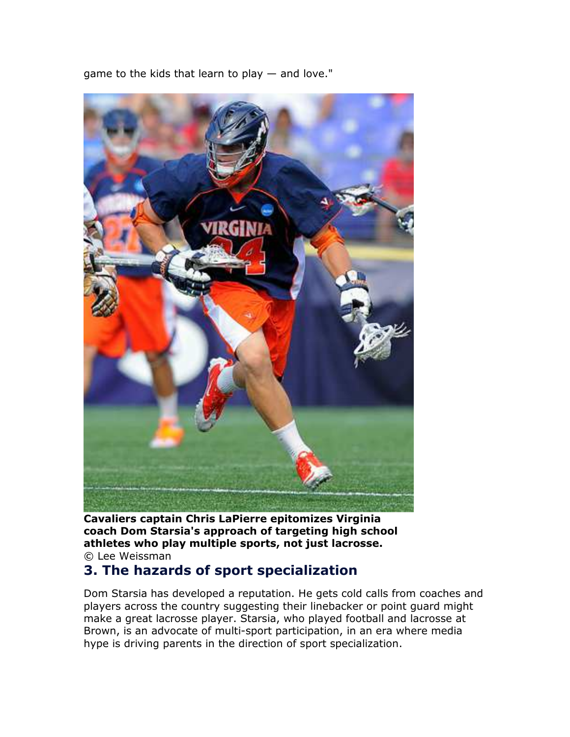game to the kids that learn to play — and love."

**Cavaliers captain Chris LaPierre epitomizes Virginia coach Dom Starsia's approach of targeting high school athletes who play multiple sports, not just lacrosse.**
© Lee Weissman

## 3. The hazards of sport specialization

Dom Starsia has developed a reputation. He gets cold calls from coaches and players across the country suggesting their linebacker or point guard might make a great lacrosse player. Starsia, who played football and lacrosse at Brown, is an advocate of multi-sport participation, in an era where media hype is driving parents in the direction of sport specialization.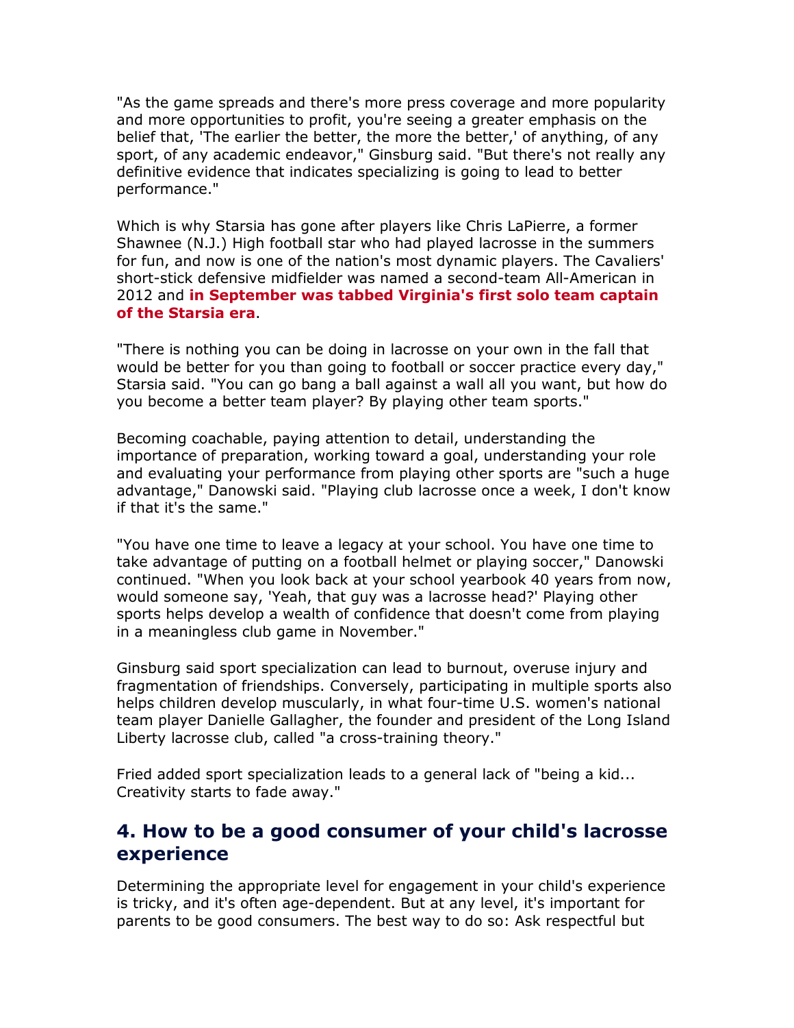"As the game spreads and there's more press coverage and more popularity and more opportunities to profit, you're seeing a greater emphasis on the belief that, 'The earlier the better, the more the better,' of anything, of any sport, of any academic endeavor," Ginsburg said. "But there's not really any definitive evidence that indicates specializing is going to lead to better performance."

Which is why Starsia has gone after players like Chris LaPierre, a former Shawnee (N.J.) High football star who had played lacrosse in the summers for fun, and now is one of the nation's most dynamic players. The Cavaliers' short-stick defensive midfielder was named a second-team All-American in 2012 and **in September was tabbed Virginia's first solo team captain of the Starsia era**.

"There is nothing you can be doing in lacrosse on your own in the fall that would be better for you than going to football or soccer practice every day," Starsia said. "You can go bang a ball against a wall all you want, but how do you become a better team player? By playing other team sports."

Becoming coachable, paying attention to detail, understanding the importance of preparation, working toward a goal, understanding your role and evaluating your performance from playing other sports are "such a huge advantage," Danowski said. "Playing club lacrosse once a week, I don't know if that it's the same."

"You have one time to leave a legacy at your school. You have one time to take advantage of putting on a football helmet or playing soccer," Danowski continued. "When you look back at your school yearbook 40 years from now, would someone say, 'Yeah, that guy was a lacrosse head?' Playing other sports helps develop a wealth of confidence that doesn't come from playing in a meaningless club game in November."

Ginsburg said sport specialization can lead to burnout, overuse injury and fragmentation of friendships. Conversely, participating in multiple sports also helps children develop muscularly, in what four-time U.S. women's national team player Danielle Gallagher, the founder and president of the Long Island Liberty lacrosse club, called "a cross-training theory."

Fried added sport specialization leads to a general lack of "being a kid... Creativity starts to fade away."

## 4. How to be a good consumer of your child's lacrosse experience

Determining the appropriate level for engagement in your child's experience is tricky, and it's often age-dependent. But at any level, it's important for parents to be good consumers. The best way to do so: Ask respectful but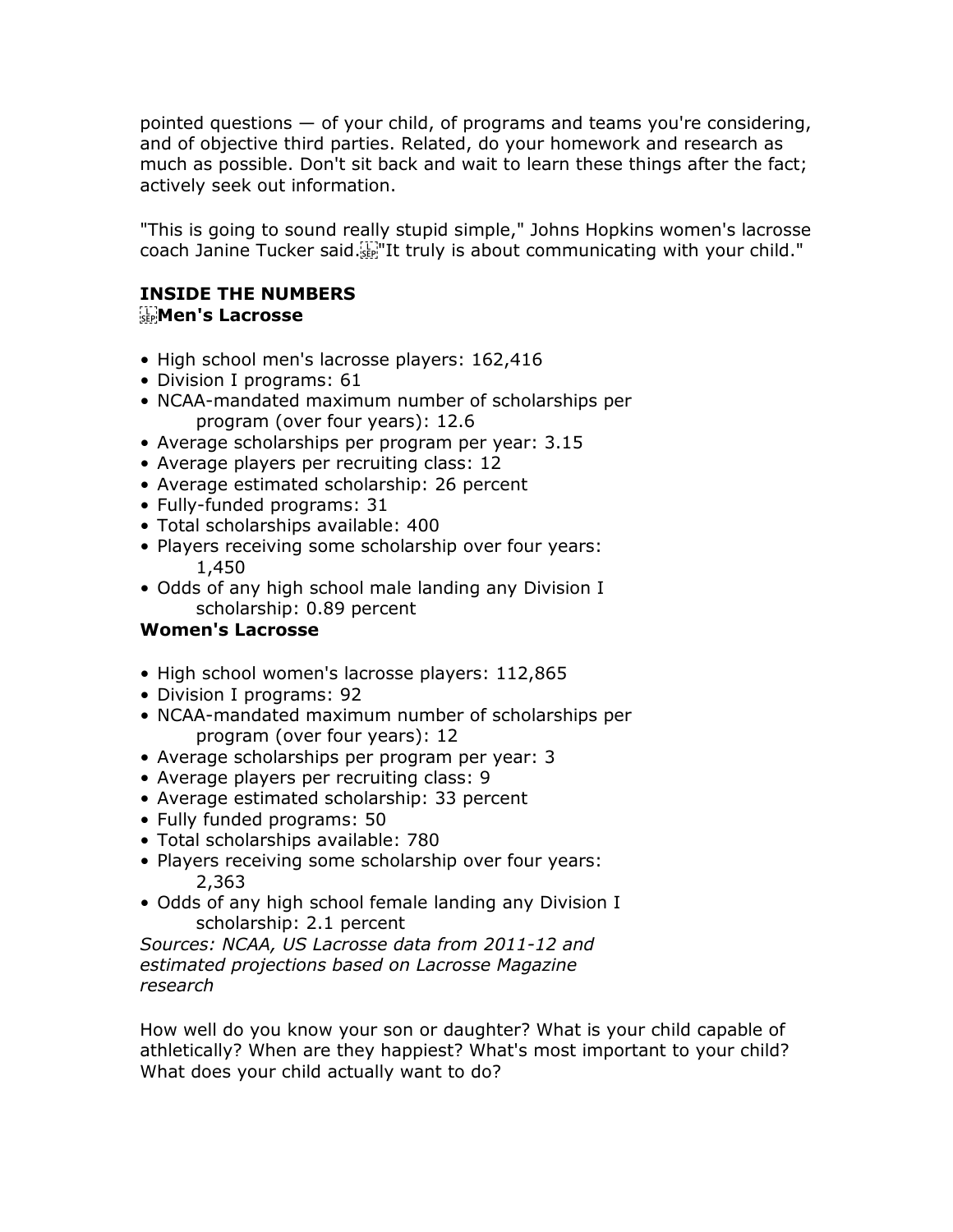pointed questions — of your child, of programs and teams you're considering, and of objective third parties. Related, do your homework and research as much as possible. Don't sit back and wait to learn these things after the fact; actively seek out information.

"This is going to sound really stupid simple," Johns Hopkins women's lacrosse coach Janine Tucker said. "It truly is about communicating with your child."

**INSIDE THE NUMBERS**
**Men's Lacrosse**

- High school men's lacrosse players: 162,416
- Division I programs: 61
- NCAA-mandated maximum number of scholarships per program (over four years): 12.6
- Average scholarships per program per year: 3.15
- Average players per recruiting class: 12
- Average estimated scholarship: 26 percent
- Fully-funded programs: 31
- Total scholarships available: 400
- Players receiving some scholarship over four years: 1,450
- Odds of any high school male landing any Division I scholarship: 0.89 percent

**Women's Lacrosse**

- High school women's lacrosse players: 112,865
- Division I programs: 92
- NCAA-mandated maximum number of scholarships per program (over four years): 12
- Average scholarships per program per year: 3
- Average players per recruiting class: 9
- Average estimated scholarship: 33 percent
- Fully funded programs: 50
- Total scholarships available: 780
- Players receiving some scholarship over four years: 2,363
- Odds of any high school female landing any Division I scholarship: 2.1 percent

*Sources: NCAA, US Lacrosse data from 2011-12 and estimated projections based on Lacrosse Magazine research*

How well do you know your son or daughter? What is your child capable of athletically? When are they happiest? What's most important to your child? What does your child actually want to do?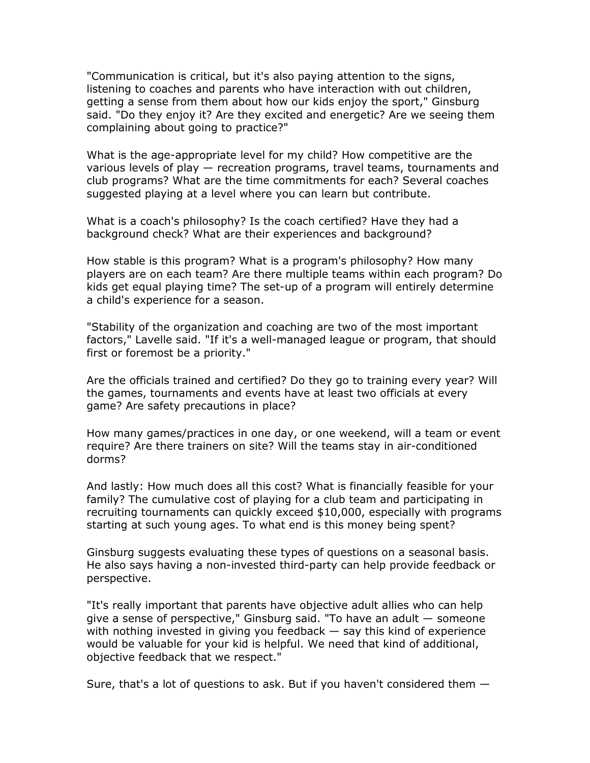"Communication is critical, but it's also paying attention to the signs, listening to coaches and parents who have interaction with out children, getting a sense from them about how our kids enjoy the sport," Ginsburg said. "Do they enjoy it? Are they excited and energetic? Are we seeing them complaining about going to practice?"

What is the age-appropriate level for my child? How competitive are the various levels of play — recreation programs, travel teams, tournaments and club programs? What are the time commitments for each? Several coaches suggested playing at a level where you can learn but contribute.

What is a coach's philosophy? Is the coach certified? Have they had a background check? What are their experiences and background?

How stable is this program? What is a program's philosophy? How many players are on each team? Are there multiple teams within each program? Do kids get equal playing time? The set-up of a program will entirely determine a child's experience for a season.

"Stability of the organization and coaching are two of the most important factors," Lavelle said. "If it's a well-managed league or program, that should first or foremost be a priority."

Are the officials trained and certified? Do they go to training every year? Will the games, tournaments and events have at least two officials at every game? Are safety precautions in place?

How many games/practices in one day, or one weekend, will a team or event require? Are there trainers on site? Will the teams stay in air-conditioned dorms?

And lastly: How much does all this cost? What is financially feasible for your family? The cumulative cost of playing for a club team and participating in recruiting tournaments can quickly exceed $10,000, especially with programs starting at such young ages. To what end is this money being spent?

Ginsburg suggests evaluating these types of questions on a seasonal basis. He also says having a non-invested third-party can help provide feedback or perspective.

"It's really important that parents have objective adult allies who can help give a sense of perspective," Ginsburg said. "To have an adult — someone with nothing invested in giving you feedback — say this kind of experience would be valuable for your kid is helpful. We need that kind of additional, objective feedback that we respect."

Sure, that's a lot of questions to ask. But if you haven't considered them —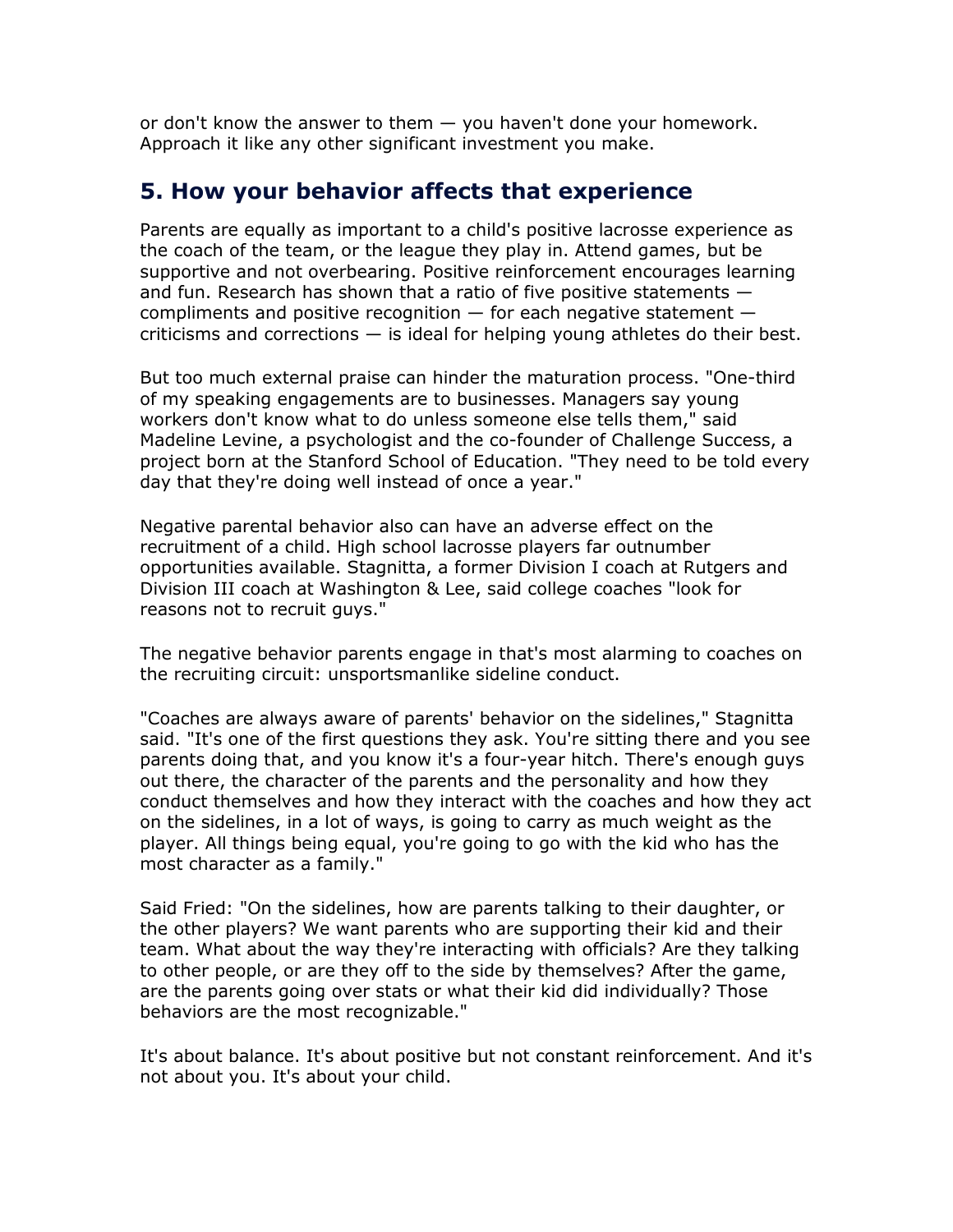or don't know the answer to them — you haven't done your homework. Approach it like any other significant investment you make.

## 5. How your behavior affects that experience

Parents are equally as important to a child's positive lacrosse experience as the coach of the team, or the league they play in. Attend games, but be supportive and not overbearing. Positive reinforcement encourages learning and fun. Research has shown that a ratio of five positive statements — compliments and positive recognition — for each negative statement — criticisms and corrections — is ideal for helping young athletes do their best.

But too much external praise can hinder the maturation process. "One-third of my speaking engagements are to businesses. Managers say young workers don't know what to do unless someone else tells them," said Madeline Levine, a psychologist and the co-founder of Challenge Success, a project born at the Stanford School of Education. "They need to be told every day that they're doing well instead of once a year."

Negative parental behavior also can have an adverse effect on the recruitment of a child. High school lacrosse players far outnumber opportunities available. Stagnitta, a former Division I coach at Rutgers and Division III coach at Washington & Lee, said college coaches "look for reasons not to recruit guys."

The negative behavior parents engage in that's most alarming to coaches on the recruiting circuit: unsportsmanlike sideline conduct.

"Coaches are always aware of parents' behavior on the sidelines," Stagnitta said. "It's one of the first questions they ask. You're sitting there and you see parents doing that, and you know it's a four-year hitch. There's enough guys out there, the character of the parents and the personality and how they conduct themselves and how they interact with the coaches and how they act on the sidelines, in a lot of ways, is going to carry as much weight as the player. All things being equal, you're going to go with the kid who has the most character as a family."

Said Fried: "On the sidelines, how are parents talking to their daughter, or the other players? We want parents who are supporting their kid and their team. What about the way they're interacting with officials? Are they talking to other people, or are they off to the side by themselves? After the game, are the parents going over stats or what their kid did individually? Those behaviors are the most recognizable."

It's about balance. It's about positive but not constant reinforcement. And it's not about you. It's about your child.